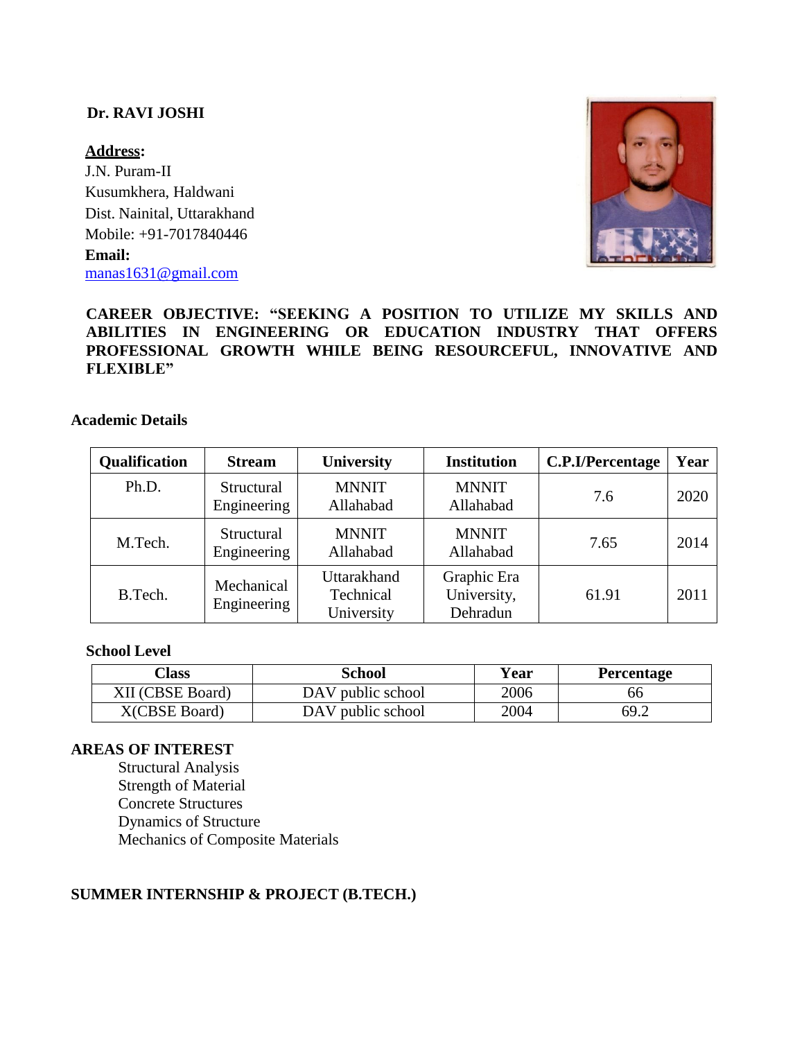**Dr. RAVI JOSHI**

**Address:**
J.N. Puram-II
Kusumkhera, Haldwani
Dist. Nainital, Uttarakhand
Mobile: +91-7017840446
**Email:**
manas1631@gmail.com

**CAREER OBJECTIVE: "SEEKING A POSITION TO UTILIZE MY SKILLS AND ABILITIES IN ENGINEERING OR EDUCATION INDUSTRY THAT OFFERS PROFESSIONAL GROWTH WHILE BEING RESOURCEFUL, INNOVATIVE AND FLEXIBLE"**

## Academic Details

| Qualification | Stream | University | Institution | C.P.I/Percentage | Year |
|---|---|---|---|---|---|
| Ph.D. | Structural Engineering | MNNIT Allahabad | MNNIT Allahabad | 7.6 | 2020 |
| M.Tech. | Structural Engineering | MNNIT Allahabad | MNNIT Allahabad | 7.65 | 2014 |
| B.Tech. | Mechanical Engineering | Uttarakhand Technical University | Graphic Era University, Dehradun | 61.91 | 2011 |

### School Level

| Class | School | Year | Percentage |
|---|---|---|---|
| XII (CBSE Board) | DAV public school | 2006 | 66 |
| X(CBSE Board) | DAV public school | 2004 | 69.2 |

## AREAS OF INTEREST

Structural Analysis
Strength of Material
Concrete Structures
Dynamics of Structure
Mechanics of Composite Materials

## SUMMER INTERNSHIP & PROJECT (B.TECH.)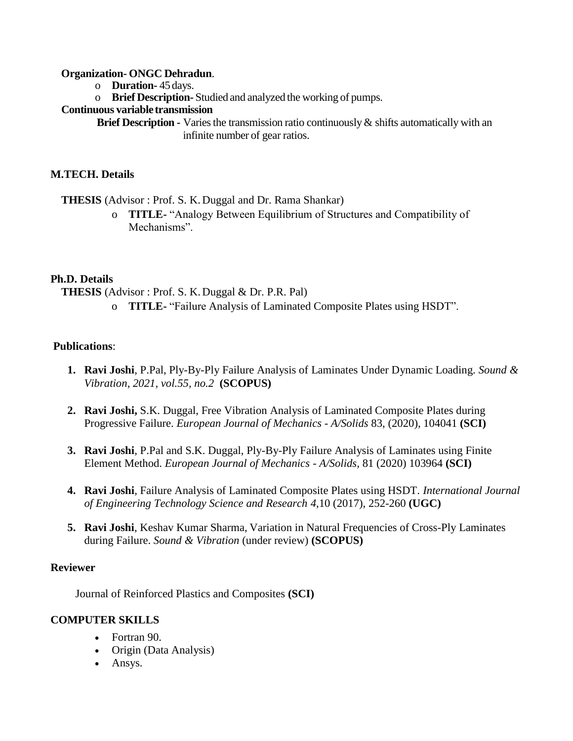**Organization- ONGC Dehradun**.

- **Duration-** 45 days.
- **Brief Description-** Studied and analyzed the working of pumps.

**Continuous variable transmission**

**Brief Description -** Varies the transmission ratio continuously & shifts automatically with an infinite number of gear ratios.

## M.TECH. Details

**THESIS** (Advisor : Prof. S. K. Duggal and Dr. Rama Shankar)

- **TITLE-** "Analogy Between Equilibrium of Structures and Compatibility of Mechanisms".

## Ph.D. Details

**THESIS** (Advisor : Prof. S. K. Duggal & Dr. P.R. Pal)

- **TITLE-** "Failure Analysis of Laminated Composite Plates using HSDT".

## Publications:

1. **Ravi Joshi**, P.Pal, Ply-By-Ply Failure Analysis of Laminates Under Dynamic Loading. *Sound & Vibration, 2021, vol.55, no.2* **(SCOPUS)**

2. **Ravi Joshi,** S.K. Duggal, Free Vibration Analysis of Laminated Composite Plates during Progressive Failure. *European Journal of Mechanics - A/Solids* 83, (2020), 104041 **(SCI)**

3. **Ravi Joshi**, P.Pal and S.K. Duggal, Ply-By-Ply Failure Analysis of Laminates using Finite Element Method. *European Journal of Mechanics - A/Solids,* 81 (2020) 103964 **(SCI)**

4. **Ravi Joshi**, Failure Analysis of Laminated Composite Plates using HSDT. *International Journal of Engineering Technology Science and Research 4*,10 (2017), 252-260 **(UGC)**

5. **Ravi Joshi**, Keshav Kumar Sharma, Variation in Natural Frequencies of Cross-Ply Laminates during Failure. *Sound & Vibration* (under review) **(SCOPUS)**

## Reviewer

Journal of Reinforced Plastics and Composites **(SCI)**

## COMPUTER SKILLS

- Fortran 90.
- Origin (Data Analysis)
- Ansys.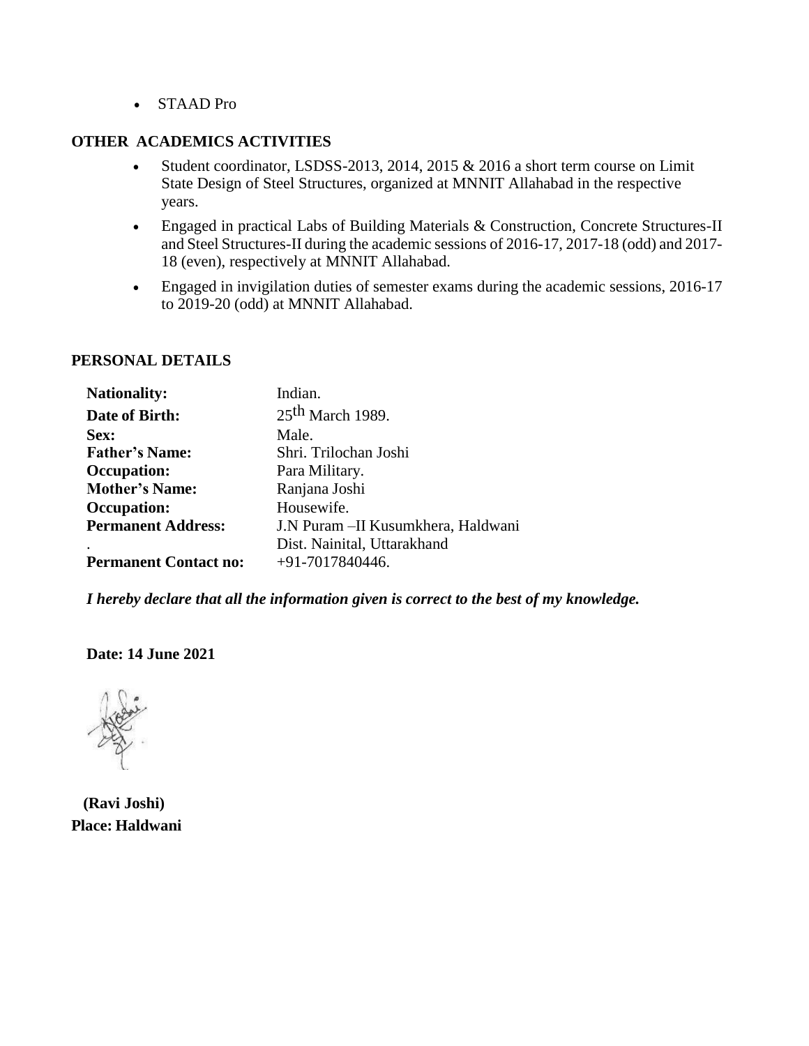- STAAD Pro

## OTHER ACADEMICS ACTIVITIES

- Student coordinator, LSDSS-2013, 2014, 2015 & 2016 a short term course on Limit State Design of Steel Structures, organized at MNNIT Allahabad in the respective years.
- Engaged in practical Labs of Building Materials & Construction, Concrete Structures-II and Steel Structures-II during the academic sessions of 2016-17, 2017-18 (odd) and 2017-18 (even), respectively at MNNIT Allahabad.
- Engaged in invigilation duties of semester exams during the academic sessions, 2016-17 to 2019-20 (odd) at MNNIT Allahabad.

## PERSONAL DETAILS

| | |
|---|---|
| **Nationality:** | Indian. |
| **Date of Birth:** | 25th March 1989. |
| **Sex:** | Male. |
| **Father's Name:** | Shri. Trilochan Joshi |
| **Occupation:** | Para Military. |
| **Mother's Name:** | Ranjana Joshi |
| **Occupation:** | Housewife. |
| **Permanent Address:** | J.N Puram –II Kusumkhera, Haldwani |
| . | Dist. Nainital, Uttarakhand |
| **Permanent Contact no:** | +91-7017840446. |

***I hereby declare that all the information given is correct to the best of my knowledge.***

**Date: 14 June 2021**

**(Ravi Joshi)**

**Place: Haldwani**